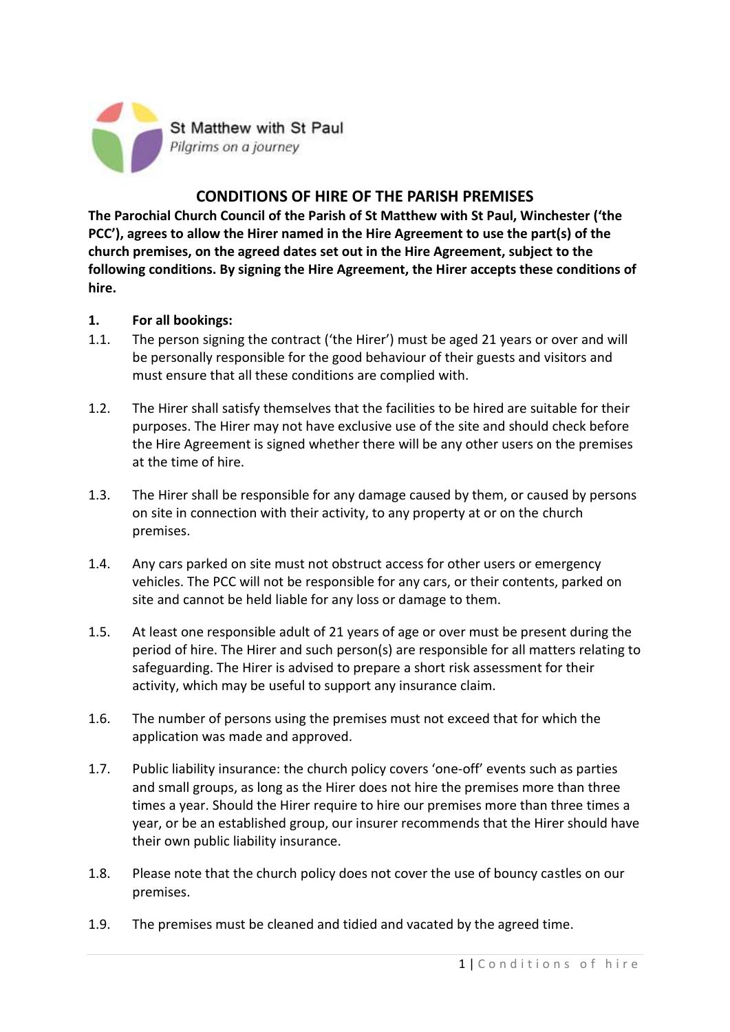St Matthew with St Paul
*Pilgrims on a journey*

# CONDITIONS OF HIRE OF THE PARISH PREMISES

**The Parochial Church Council of the Parish of St Matthew with St Paul, Winchester ('the PCC'), agrees to allow the Hirer named in the Hire Agreement to use the part(s) of the church premises, on the agreed dates set out in the Hire Agreement, subject to the following conditions. By signing the Hire Agreement, the Hirer accepts these conditions of hire.**

**1. For all bookings:**

1.1. The person signing the contract ('the Hirer') must be aged 21 years or over and will be personally responsible for the good behaviour of their guests and visitors and must ensure that all these conditions are complied with.

1.2. The Hirer shall satisfy themselves that the facilities to be hired are suitable for their purposes. The Hirer may not have exclusive use of the site and should check before the Hire Agreement is signed whether there will be any other users on the premises at the time of hire.

1.3. The Hirer shall be responsible for any damage caused by them, or caused by persons on site in connection with their activity, to any property at or on the church premises.

1.4. Any cars parked on site must not obstruct access for other users or emergency vehicles. The PCC will not be responsible for any cars, or their contents, parked on site and cannot be held liable for any loss or damage to them.

1.5. At least one responsible adult of 21 years of age or over must be present during the period of hire. The Hirer and such person(s) are responsible for all matters relating to safeguarding. The Hirer is advised to prepare a short risk assessment for their activity, which may be useful to support any insurance claim.

1.6. The number of persons using the premises must not exceed that for which the application was made and approved.

1.7. Public liability insurance: the church policy covers 'one-off' events such as parties and small groups, as long as the Hirer does not hire the premises more than three times a year. Should the Hirer require to hire our premises more than three times a year, or be an established group, our insurer recommends that the Hirer should have their own public liability insurance.

1.8. Please note that the church policy does not cover the use of bouncy castles on our premises.

1.9. The premises must be cleaned and tidied and vacated by the agreed time.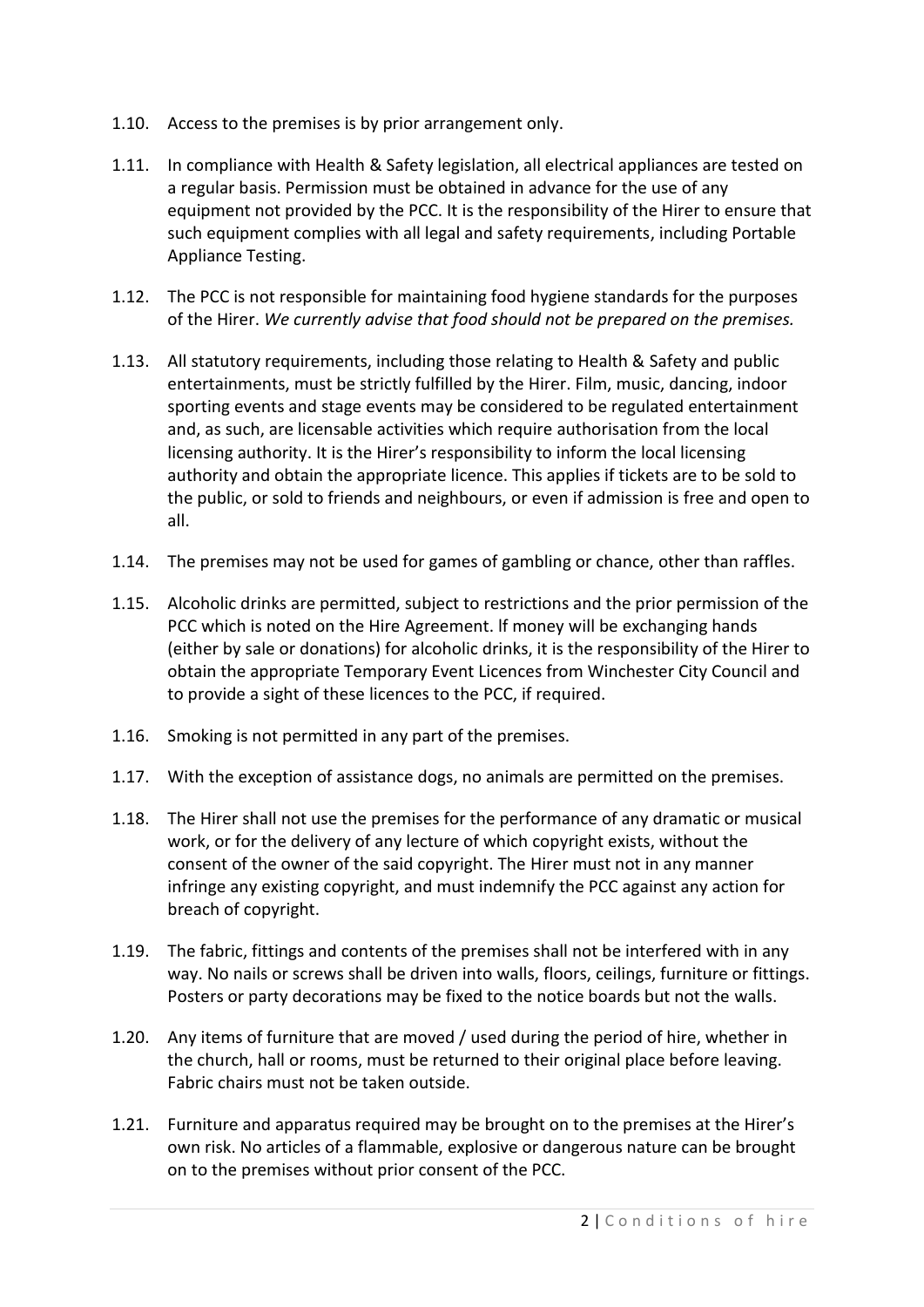1.10. Access to the premises is by prior arrangement only.

1.11. In compliance with Health & Safety legislation, all electrical appliances are tested on a regular basis. Permission must be obtained in advance for the use of any equipment not provided by the PCC. It is the responsibility of the Hirer to ensure that such equipment complies with all legal and safety requirements, including Portable Appliance Testing.

1.12. The PCC is not responsible for maintaining food hygiene standards for the purposes of the Hirer. *We currently advise that food should not be prepared on the premises.*

1.13. All statutory requirements, including those relating to Health & Safety and public entertainments, must be strictly fulfilled by the Hirer. Film, music, dancing, indoor sporting events and stage events may be considered to be regulated entertainment and, as such, are licensable activities which require authorisation from the local licensing authority. It is the Hirer's responsibility to inform the local licensing authority and obtain the appropriate licence. This applies if tickets are to be sold to the public, or sold to friends and neighbours, or even if admission is free and open to all.

1.14. The premises may not be used for games of gambling or chance, other than raffles.

1.15. Alcoholic drinks are permitted, subject to restrictions and the prior permission of the PCC which is noted on the Hire Agreement. If money will be exchanging hands (either by sale or donations) for alcoholic drinks, it is the responsibility of the Hirer to obtain the appropriate Temporary Event Licences from Winchester City Council and to provide a sight of these licences to the PCC, if required.

1.16. Smoking is not permitted in any part of the premises.

1.17. With the exception of assistance dogs, no animals are permitted on the premises.

1.18. The Hirer shall not use the premises for the performance of any dramatic or musical work, or for the delivery of any lecture of which copyright exists, without the consent of the owner of the said copyright. The Hirer must not in any manner infringe any existing copyright, and must indemnify the PCC against any action for breach of copyright.

1.19. The fabric, fittings and contents of the premises shall not be interfered with in any way. No nails or screws shall be driven into walls, floors, ceilings, furniture or fittings. Posters or party decorations may be fixed to the notice boards but not the walls.

1.20. Any items of furniture that are moved / used during the period of hire, whether in the church, hall or rooms, must be returned to their original place before leaving. Fabric chairs must not be taken outside.

1.21. Furniture and apparatus required may be brought on to the premises at the Hirer's own risk. No articles of a flammable, explosive or dangerous nature can be brought on to the premises without prior consent of the PCC.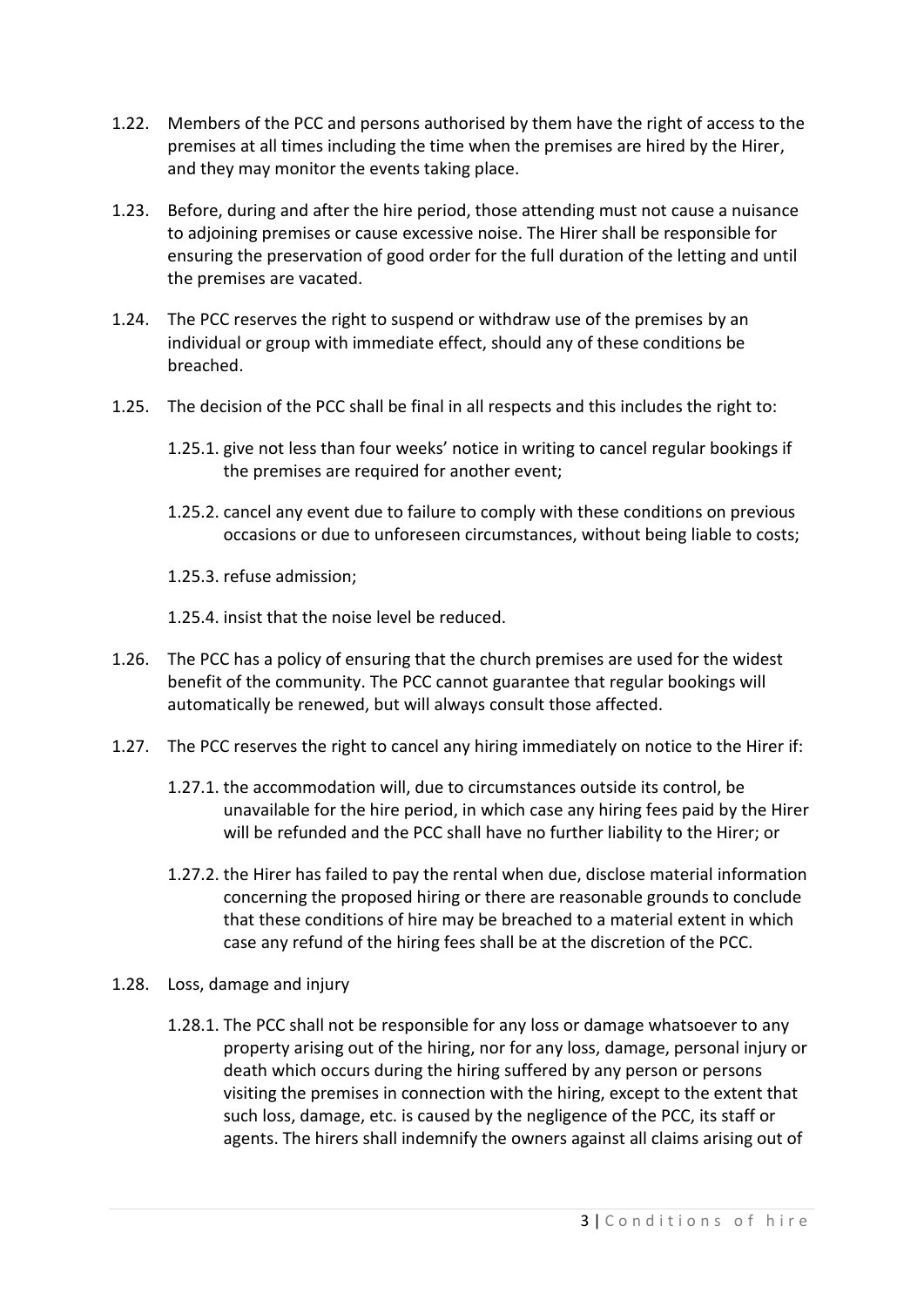1.22. Members of the PCC and persons authorised by them have the right of access to the premises at all times including the time when the premises are hired by the Hirer, and they may monitor the events taking place.

1.23. Before, during and after the hire period, those attending must not cause a nuisance to adjoining premises or cause excessive noise. The Hirer shall be responsible for ensuring the preservation of good order for the full duration of the letting and until the premises are vacated.

1.24. The PCC reserves the right to suspend or withdraw use of the premises by an individual or group with immediate effect, should any of these conditions be breached.

1.25. The decision of the PCC shall be final in all respects and this includes the right to:

   1.25.1. give not less than four weeks' notice in writing to cancel regular bookings if the premises are required for another event;

   1.25.2. cancel any event due to failure to comply with these conditions on previous occasions or due to unforeseen circumstances, without being liable to costs;

   1.25.3. refuse admission;

   1.25.4. insist that the noise level be reduced.

1.26. The PCC has a policy of ensuring that the church premises are used for the widest benefit of the community. The PCC cannot guarantee that regular bookings will automatically be renewed, but will always consult those affected.

1.27. The PCC reserves the right to cancel any hiring immediately on notice to the Hirer if:

   1.27.1. the accommodation will, due to circumstances outside its control, be unavailable for the hire period, in which case any hiring fees paid by the Hirer will be refunded and the PCC shall have no further liability to the Hirer; or

   1.27.2. the Hirer has failed to pay the rental when due, disclose material information concerning the proposed hiring or there are reasonable grounds to conclude that these conditions of hire may be breached to a material extent in which case any refund of the hiring fees shall be at the discretion of the PCC.

1.28. Loss, damage and injury

   1.28.1. The PCC shall not be responsible for any loss or damage whatsoever to any property arising out of the hiring, nor for any loss, damage, personal injury or death which occurs during the hiring suffered by any person or persons visiting the premises in connection with the hiring, except to the extent that such loss, damage, etc. is caused by the negligence of the PCC, its staff or agents. The hirers shall indemnify the owners against all claims arising out of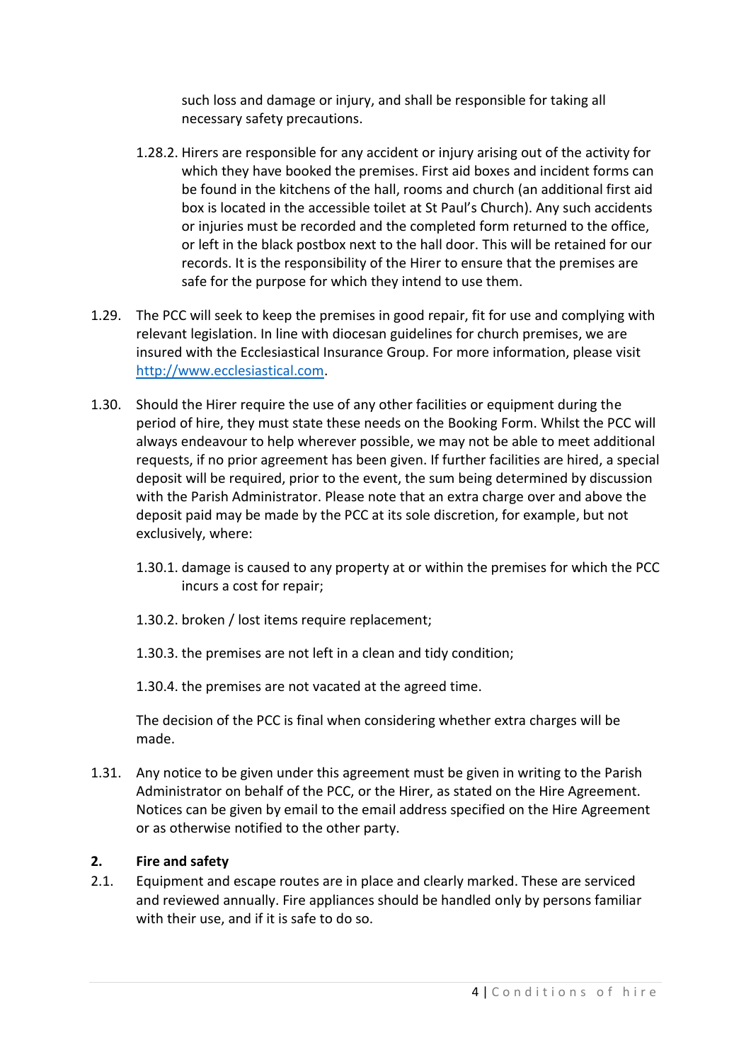such loss and damage or injury, and shall be responsible for taking all necessary safety precautions.

1.28.2. Hirers are responsible for any accident or injury arising out of the activity for which they have booked the premises. First aid boxes and incident forms can be found in the kitchens of the hall, rooms and church (an additional first aid box is located in the accessible toilet at St Paul's Church). Any such accidents or injuries must be recorded and the completed form returned to the office, or left in the black postbox next to the hall door. This will be retained for our records. It is the responsibility of the Hirer to ensure that the premises are safe for the purpose for which they intend to use them.

1.29. The PCC will seek to keep the premises in good repair, fit for use and complying with relevant legislation. In line with diocesan guidelines for church premises, we are insured with the Ecclesiastical Insurance Group. For more information, please visit [http://www.ecclesiastical.com](http://www.ecclesiastical.com).

1.30. Should the Hirer require the use of any other facilities or equipment during the period of hire, they must state these needs on the Booking Form. Whilst the PCC will always endeavour to help wherever possible, we may not be able to meet additional requests, if no prior agreement has been given. If further facilities are hired, a special deposit will be required, prior to the event, the sum being determined by discussion with the Parish Administrator. Please note that an extra charge over and above the deposit paid may be made by the PCC at its sole discretion, for example, but not exclusively, where:

1.30.1. damage is caused to any property at or within the premises for which the PCC incurs a cost for repair;

1.30.2. broken / lost items require replacement;

1.30.3. the premises are not left in a clean and tidy condition;

1.30.4. the premises are not vacated at the agreed time.

The decision of the PCC is final when considering whether extra charges will be made.

1.31. Any notice to be given under this agreement must be given in writing to the Parish Administrator on behalf of the PCC, or the Hirer, as stated on the Hire Agreement. Notices can be given by email to the email address specified on the Hire Agreement or as otherwise notified to the other party.

## 2. Fire and safety

2.1. Equipment and escape routes are in place and clearly marked. These are serviced and reviewed annually. Fire appliances should be handled only by persons familiar with their use, and if it is safe to do so.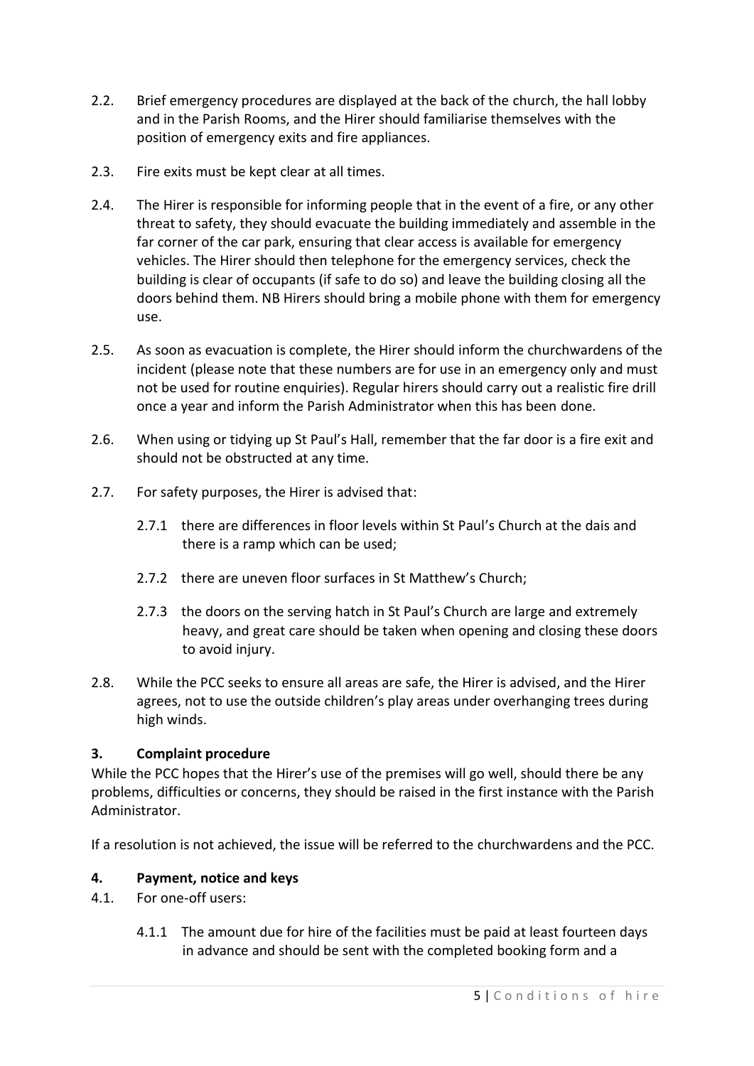2.2. Brief emergency procedures are displayed at the back of the church, the hall lobby and in the Parish Rooms, and the Hirer should familiarise themselves with the position of emergency exits and fire appliances.

2.3. Fire exits must be kept clear at all times.

2.4. The Hirer is responsible for informing people that in the event of a fire, or any other threat to safety, they should evacuate the building immediately and assemble in the far corner of the car park, ensuring that clear access is available for emergency vehicles. The Hirer should then telephone for the emergency services, check the building is clear of occupants (if safe to do so) and leave the building closing all the doors behind them. NB Hirers should bring a mobile phone with them for emergency use.

2.5. As soon as evacuation is complete, the Hirer should inform the churchwardens of the incident (please note that these numbers are for use in an emergency only and must not be used for routine enquiries). Regular hirers should carry out a realistic fire drill once a year and inform the Parish Administrator when this has been done.

2.6. When using or tidying up St Paul's Hall, remember that the far door is a fire exit and should not be obstructed at any time.

2.7. For safety purposes, the Hirer is advised that:

   2.7.1 there are differences in floor levels within St Paul's Church at the dais and there is a ramp which can be used;

   2.7.2 there are uneven floor surfaces in St Matthew's Church;

   2.7.3 the doors on the serving hatch in St Paul's Church are large and extremely heavy, and great care should be taken when opening and closing these doors to avoid injury.

2.8. While the PCC seeks to ensure all areas are safe, the Hirer is advised, and the Hirer agrees, not to use the outside children's play areas under overhanging trees during high winds.

### 3. Complaint procedure

While the PCC hopes that the Hirer's use of the premises will go well, should there be any problems, difficulties or concerns, they should be raised in the first instance with the Parish Administrator.

If a resolution is not achieved, the issue will be referred to the churchwardens and the PCC.

### 4. Payment, notice and keys

4.1. For one-off users:

   4.1.1 The amount due for hire of the facilities must be paid at least fourteen days in advance and should be sent with the completed booking form and a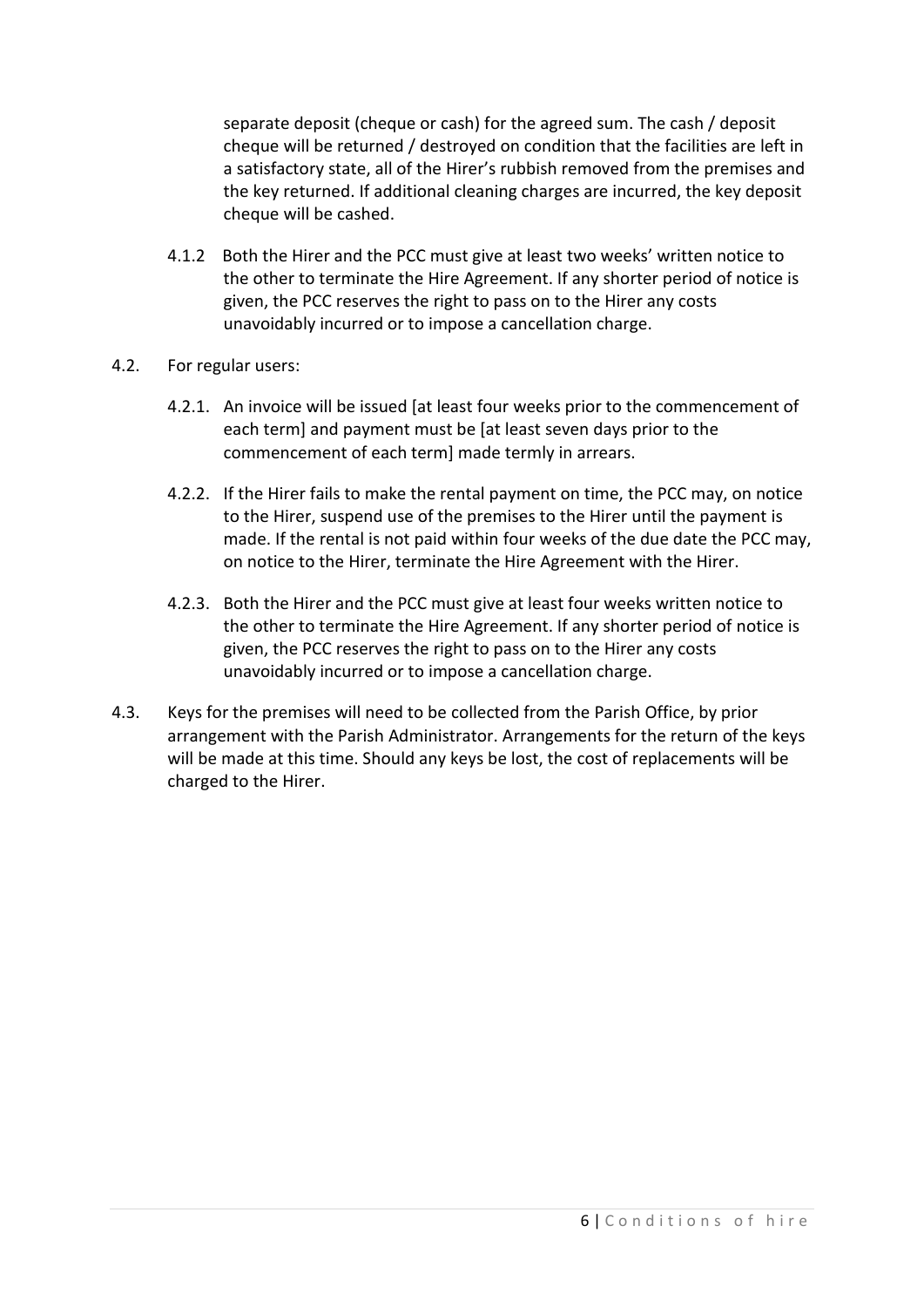separate deposit (cheque or cash) for the agreed sum. The cash / deposit cheque will be returned / destroyed on condition that the facilities are left in a satisfactory state, all of the Hirer's rubbish removed from the premises and the key returned. If additional cleaning charges are incurred, the key deposit cheque will be cashed.

4.1.2 Both the Hirer and the PCC must give at least two weeks' written notice to the other to terminate the Hire Agreement. If any shorter period of notice is given, the PCC reserves the right to pass on to the Hirer any costs unavoidably incurred or to impose a cancellation charge.

4.2. For regular users:

4.2.1. An invoice will be issued [at least four weeks prior to the commencement of each term] and payment must be [at least seven days prior to the commencement of each term] made termly in arrears.

4.2.2. If the Hirer fails to make the rental payment on time, the PCC may, on notice to the Hirer, suspend use of the premises to the Hirer until the payment is made. If the rental is not paid within four weeks of the due date the PCC may, on notice to the Hirer, terminate the Hire Agreement with the Hirer.

4.2.3. Both the Hirer and the PCC must give at least four weeks written notice to the other to terminate the Hire Agreement. If any shorter period of notice is given, the PCC reserves the right to pass on to the Hirer any costs unavoidably incurred or to impose a cancellation charge.

4.3. Keys for the premises will need to be collected from the Parish Office, by prior arrangement with the Parish Administrator. Arrangements for the return of the keys will be made at this time. Should any keys be lost, the cost of replacements will be charged to the Hirer.